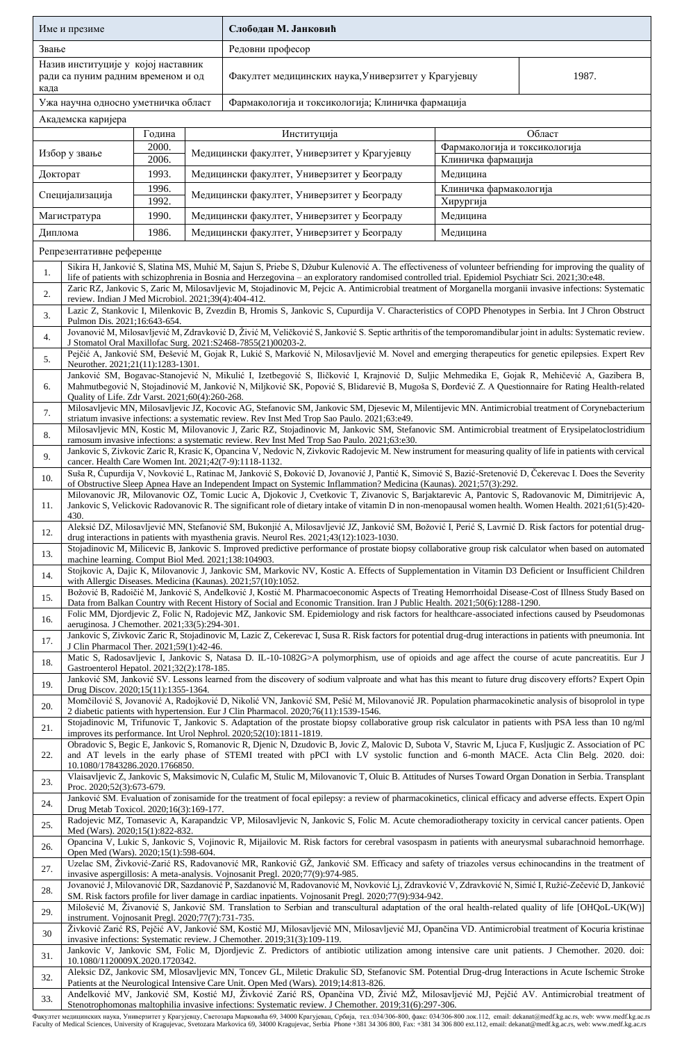| Име и презиме | Слободан М. Јанковић | |
|---|---|---|
| Звање | Редовни професор | |
| Назив институције у којој наставник ради са пуним радним временом и од када | Факултет медицинских наука,Универзитет у Крагујевцу | 1987. |
| Ужа научна односно уметничка област | Фармакологија и токсикологија; Клиничка фармација | |

**Академска каријера**

| | Година | Институција | Област |
|---|---|---|---|
| Избор у звање | 2000. | Медицински факултет, Универзитет у Крагујевцу | Фармакологија и токсикологија |
| | 2006. | | Клиничка фармација |
| Докторат | 1993. | Медицински факултет, Универзитет у Београду | Медицина |
| Специјализација | 1996. | Медицински факултет, Универзитет у Београду | Клиничка фармакологија |
| | 1992. | | Хирургија |
| Магистратура | 1990. | Медицински факултет, Универзитет у Београду | Медицина |
| Диплома | 1986. | Медицински факултет, Универзитет у Београду | Медицина |

**Репрезентативне референце**

| | |
|---|---|
| 1. | Sikira H, Janković S, Slatina MS, Muhić M, Sajun S, Priebe S, Džubur Kulenović A. The effectiveness of volunteer befriending for improving the quality of life of patients with schizophrenia in Bosnia and Herzegovina – an exploratory randomised controlled trial. Epidemiol Psychiatr Sci. 2021;30:e48. |
| 2. | Zaric RZ, Jankovic S, Zaric M, Milosavljevic M, Stojadinovic M, Pejcic A. Antimicrobial treatment of Morganella morganii invasive infections: Systematic review. Indian J Med Microbiol. 2021;39(4):404-412. |
| 3. | Lazic Z, Stankovic I, Milenkovic B, Zvezdin B, Hromis S, Jankovic S, Cupurdija V. Characteristics of COPD Phenotypes in Serbia. Int J Chron Obstruct Pulmon Dis. 2021;16:643-654. |
| 4. | Jovanović M, Milosavljević M, Zdravković D, Živić M, Veličković S, Janković S. Septic arthritis of the temporomandibular joint in adults: Systematic review. J Stomatol Oral Maxillofac Surg. 2021:S2468-7855(21)00203-2. |
| 5. | Pejčić A, Janković SM, Đešević M, Gojak R, Lukić S, Marković N, Milosavljević M. Novel and emerging therapeutics for genetic epilepsies. Expert Rev Neurother. 2021;21(11):1283-1301. |
| 6. | Janković SM, Bogavac-Stanojević N, Mikulić I, Izetbegović S, Iličković I, Krajnović D, Suljic Mehmedika E, Gojak R, Mehičević A, Gazibera B, Mahmutbegović N, Stojadinović M, Janković N, Miljković SK, Popović S, Blidarević B, Mugoša S, Đorđević Z. A Questionnaire for Rating Health-related Quality of Life. Zdr Varst. 2021;60(4):260-268. |
| 7. | Milosavljevic MN, Milosavljevic JZ, Kocovic AG, Stefanovic SM, Jankovic SM, Djesevic M, Milentijevic MN. Antimicrobial treatment of Corynebacterium striatum invasive infections: a systematic review. Rev Inst Med Trop Sao Paulo. 2021;63:e49. |
| 8. | Milosavljevic MN, Kostic M, Milovanovic J, Zaric RZ, Stojadinovic M, Jankovic SM, Stefanovic SM. Antimicrobial treatment of Erysipelatoclostridium ramosum invasive infections: a systematic review. Rev Inst Med Trop Sao Paulo. 2021;63:e30. |
| 9. | Jankovic S, Zivkovic Zaric R, Krasic K, Opancina V, Nedovic N, Zivkovic Radojevic M. New instrument for measuring quality of life in patients with cervical cancer. Health Care Women Int. 2021;42(7-9):1118-1132. |
| 10. | Suša R, Ćupurdija V, Novković L, Ratinac M, Janković S, Đoković D, Jovanović J, Pantić K, Simović S, Bazić-Sretenović D, Čekerevac I. Does the Severity of Obstructive Sleep Apnea Have an Independent Impact on Systemic Inflammation? Medicina (Kaunas). 2021;57(3):292. |
| 11. | Milovanovic JR, Milovanovic OZ, Tomic Lucic A, Djokovic J, Cvetkovic T, Zivanovic S, Barjaktarevic A, Pantovic S, Radovanovic M, Dimitrijevic A, Jankovic S, Velickovic Radovanovic R. The significant role of dietary intake of vitamin D in non-menopausal women health. Women Health. 2021;61(5):420-430. |
| 12. | Aleksić DZ, Milosavljević MN, Stefanović SM, Bukonjić A, Milosavljević JZ, Janković SM, Božović I, Perić S, Lavrnić D. Risk factors for potential drug-drug interactions in patients with myasthenia gravis. Neurol Res. 2021;43(12):1023-1030. |
| 13. | Stojadinovic M, Milicevic B, Jankovic S. Improved predictive performance of prostate biopsy collaborative group risk calculator when based on automated machine learning. Comput Biol Med. 2021;138:104903. |
| 14. | Stojkovic A, Dajic K, Milovanovic J, Jankovic SM, Markovic NV, Kostic A. Effects of Supplementation in Vitamin D3 Deficient or Insufficient Children with Allergic Diseases. Medicina (Kaunas). 2021;57(10):1052. |
| 15. | Božović B, Radoičić M, Janković S, Anđelković J, Kostić M. Pharmacoeconomic Aspects of Treating Hemorrhoidal Disease-Cost of Illness Study Based on Data from Balkan Country with Recent History of Social and Economic Transition. Iran J Public Health. 2021;50(6):1288-1290. |
| 16. | Folic MM, Djordjevic Z, Folic N, Radojevic MZ, Jankovic SM. Epidemiology and risk factors for healthcare-associated infections caused by Pseudomonas aeruginosa. J Chemother. 2021;33(5):294-301. |
| 17. | Jankovic S, Zivkovic Zaric R, Stojadinovic M, Lazic Z, Cekerevac I, Susa R. Risk factors for potential drug-drug interactions in patients with pneumonia. Int J Clin Pharmacol Ther. 2021;59(1):42-46. |
| 18. | Matic S, Radosavljevic I, Jankovic S, Natasa D. IL-10-1082G>A polymorphism, use of opioids and age affect the course of acute pancreatitis. Eur J Gastroenterol Hepatol. 2021;32(2):178-185. |
| 19. | Janković SM, Janković SV. Lessons learned from the discovery of sodium valproate and what has this meant to future drug discovery efforts? Expert Opin Drug Discov. 2020;15(11):1355-1364. |
| 20. | Momčilović S, Jovanović A, Radojković D, Nikolić VN, Janković SM, Pešić M, Milovanović JR. Population pharmacokinetic analysis of bisoprolol in type 2 diabetic patients with hypertension. Eur J Clin Pharmacol. 2020;76(11):1539-1546. |
| 21. | Stojadinovic M, Trifunovic T, Jankovic S. Adaptation of the prostate biopsy collaborative group risk calculator in patients with PSA less than 10 ng/ml improves its performance. Int Urol Nephrol. 2020;52(10):1811-1819. |
| 22. | Obradovic S, Begic E, Jankovic S, Romanovic R, Djenic N, Dzudovic B, Jovic Z, Malovic D, Subota V, Stavric M, Ljuca F, Kusljugic Z. Association of PC and AT levels in the early phase of STEMI treated with pPCI with LV systolic function and 6-month MACE. Acta Clin Belg. 2020. doi: 10.1080/17843286.2020.1766850. |
| 23. | Vlaisavljevic Z, Jankovic S, Maksimovic N, Culafic M, Stulic M, Milovanovic T, Oluic B. Attitudes of Nurses Toward Organ Donation in Serbia. Transplant Proc. 2020;52(3):673-679. |
| 24. | Janković SM. Evaluation of zonisamide for the treatment of focal epilepsy: a review of pharmacokinetics, clinical efficacy and adverse effects. Expert Opin Drug Metab Toxicol. 2020;16(3):169-177. |
| 25. | Radojevic MZ, Tomasevic A, Karapandzic VP, Milosavljevic N, Jankovic S, Folic M. Acute chemoradiotherapy toxicity in cervical cancer patients. Open Med (Wars). 2020;15(1):822-832. |
| 26. | Opancina V, Lukic S, Jankovic S, Vojinovic R, Mijailovic M. Risk factors for cerebral vasospasm in patients with aneurysmal subarachnoid hemorrhage. Open Med (Wars). 2020;15(1):598-604. |
| 27. | Uzelac SM, Živković-Zarić RS, Radovanović MR, Ranković GŽ, Janković SM. Efficacy and safety of triazoles versus echinocandins in the treatment of invasive aspergillosis: A meta-analysis. Vojnosanit Pregl. 2020;77(9):974-985. |
| 28. | Jovanović J, Milovanović DR, Sazdanović P, Sazdanović M, Radovanović MR, Novković Lj, Zdravković V, Zdravković N, Simić I, Ružić-Zečević D, Janković SM. Risk factors profile for liver damage in cardiac inpatients. Vojnosanit Pregl. 2020;77(9):934-942. |
| 29. | Milošević M, Živanović S, Janković SM. Translation to Serbian and transcultural adaptation of the oral health-related quality of life [OHQoL-UK(W)] instrument. Vojnosanit Pregl. 2020;77(7):731-735. |
| 30 | Živković Zarić RS, Pejčić AV, Janković SM, Kostić MJ, Milosavljević MN, Milosavljević MJ, Opančina VD. Antimicrobial treatment of Kocuria kristinae invasive infections: Systematic review. J Chemother. 2019;31(3):109-119. |
| 31. | Jankovic V, Jankovic SM, Folic M, Djordjevic Z. Predictors of antibiotic utilization among intensive care unit patients. J Chemother. 2020. doi: 10.1080/1120009X.2020.1720342. |
| 32. | Aleksic DZ, Jankovic SM, Mlosavljevic MN, Toncev GL, Miletic Drakulic SD, Stefanovic SM. Potential Drug-drug Interactions in Acute Ischemic Stroke Patients at the Neurological Intensive Care Unit. Open Med (Wars). 2019;14:813-826. |
| 33. | Anđelković MV, Janković SM, Kostić MJ, Živković Zarić RS, Opančina VD, Živić MŽ, Milosavljević MJ, Pejčić AV. Antimicrobial treatment of Stenotrophomonas maltophilia invasive infections: Systematic review. J Chemother. 2019;31(6):297-306. |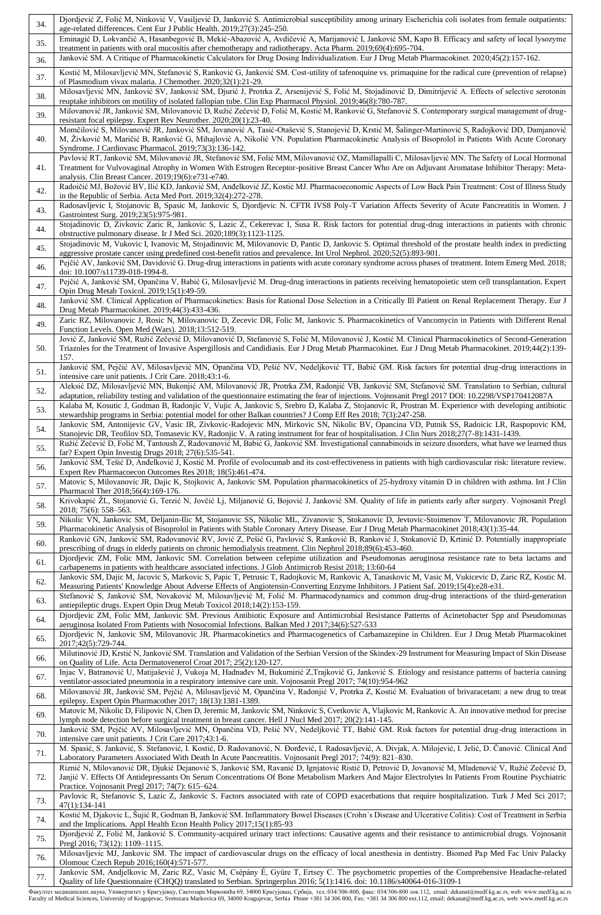| | |
|---|---|
| 34. | Djordjević Z, Folić M, Ninković V, Vasiljević D, Janković S. Antimicrobial susceptibility among urinary Escherichia coli isolates from female outpatients: age-related differences. Cent Eur J Public Health. 2019;27(3):245-250. |
| 35. | Eminagić D, Lokvančić A, Hasanbegović B, Mekić-Abazović A, Avdičević A, Marijanović I, Janković SM, Kapo B. Efficacy and safety of local lysozyme treatment in patients with oral mucositis after chemotherapy and radiotherapy. Acta Pharm. 2019;69(4):695-704. |
| 36. | Janković SM. A Critique of Pharmacokinetic Calculators for Drug Dosing Individualization. Eur J Drug Metab Pharmacokinet. 2020;45(2):157-162. |
| 37. | Kostić M, Milosavljević MN, Stefanović S, Ranković G, Janković SM. Cost-utility of tafenoquine vs. primaquine for the radical cure (prevention of relapse) of Plasmodium vivax malaria. J Chemother. 2020;32(1):21-29. |
| 38. | Milosavljević MN, Janković SV, Janković SM, Djurić J, Protrka Z, Arsenijević S, Folić M, Stojadinović D, Dimitrijević A. Effects of selective serotonin reuptake inhibitors on motility of isolated fallopian tube. Clin Exp Pharmacol Physiol. 2019;46(8):780-787. |
| 39. | Milovanović JR, Janković SM, Milovanović D, Ružić Zečević D, Folić M, Kostić M, Ranković G, Stefanović S. Contemporary surgical management of drug-resistant focal epilepsy. Expert Rev Neurother. 2020;20(1):23-40. |
| 40. | Momčilović S, Milovanović JR, Janković SM, Jovanović A, Tasić-Otašević S, Stanojević D, Krstić M, Šalinger-Martinović S, Radojković DD, Damjanović M, Živković M, Maričić B, Ranković G, Mihajlović A, Nikolić VN. Population Pharmacokinetic Analysis of Bisoprolol in Patients With Acute Coronary Syndrome. J Cardiovasc Pharmacol. 2019;73(3):136-142. |
| 41. | Pavlović RT, Janković SM, Milovanović JR, Stefanović SM, Folić MM, Milovanović OZ, Mamillapalli C, Milosavljević MN. The Safety of Local Hormonal Treatment for Vulvovaginal Atrophy in Women With Estrogen Receptor-positive Breast Cancer Who Are on Adjuvant Aromatase Inhibitor Therapy: Meta-analysis. Clin Breast Cancer. 2019;19(6):e731-e740. |
| 42. | Radoičić MJ, Božović BV, Ilić KD, Janković SM, Anđelković JZ, Kostić MJ. Pharmacoeconomic Aspects of Low Back Pain Treatment: Cost of Illness Study in the Republic of Serbia. Acta Med Port. 2019;32(4):272-278. |
| 43. | Radosavljevic I, Stojanovic B, Spasic M, Jankovic S, Djordjevic N. CFTR IVS8 Poly-T Variation Affects Severity of Acute Pancreatitis in Women. J Gastrointest Surg. 2019;23(5):975-981. |
| 44. | Stojadinovic D, Zivkovic Zaric R, Jankovic S, Lazic Z, Cekerevac I, Susa R. Risk factors for potential drug-drug interactions in patients with chronic obstructive pulmonary disease. Ir J Med Sci. 2020;189(3):1123-1125. |
| 45. | Stojadinovic M, Vukovic I, Ivanovic M, Stojadinovic M, Milovanovic D, Pantic D, Jankovic S. Optimal threshold of the prostate health index in predicting aggressive prostate cancer using predefined cost-benefit ratios and prevalence. Int Urol Nephrol. 2020;52(5):893-901. |
| 46. | Pejčić AV, Janković SM, Davidović G. Drug-drug interactions in patients with acute coronary syndrome across phases of treatment. Intern Emerg Med. 2018; doi: 10.1007/s11739-018-1994-8. |
| 47. | Pejčić A, Janković SM, Opančina V, Babić G, Milosavljević M. Drug-drug interactions in patients receiving hematopoietic stem cell transplantation. Expert Opin Drug Metab Toxicol. 2019;15(1):49-59. |
| 48. | Janković SM. Clinical Application of Pharmacokinetics: Basis for Rational Dose Selection in a Critically Ill Patient on Renal Replacement Therapy. Eur J Drug Metab Pharmacokinet. 2019;44(3):433-436. |
| 49. | Zaric RZ, Milovanovic J, Rosic N, Milovanovic D, Zecevic DR, Folic M, Jankovic S. Pharmacokinetics of Vancomycin in Patients with Different Renal Function Levels. Open Med (Wars). 2018;13:512-519. |
| 50. | Jović Z, Janković SM, Ružić Zečević D, Milovanović D, Stefanović S, Folić M, Milovanović J, Kostić M. Clinical Pharmacokinetics of Second-Generation Triazoles for the Treatment of Invasive Aspergillosis and Candidiasis. Eur J Drug Metab Pharmacokinet. Eur J Drug Metab Pharmacokinet. 2019;44(2):139-157. |
| 51. | Janković SM, Pejčić AV, Milosavljević MN, Opančina VD, Pešić NV, Nedeljković TT, Babić GM. Risk factors for potential drug-drug interactions in intensive care unit patients. J Crit Care. 2018;43:1-6. |
| 52. | Aleksić DZ, Milosavljević MN, Bukonjić AM, Milovanović JR, Protrka ZM, Radonjić VB, Janković SM, Stefanović SM. Translation to Serbian, cultural adaptation, reliability testing and validation of the questionnaire estimating the fear of injections. Vojnosanit Pregl 2017 DOI: 10.2298/VSP170412087A |
| 53. | Kalaba M, Kosutic J, Godman B, Radonjic V, Vujic A, Jankovic S, Srebro D, Kalaba Z, Stojanovic R, Prostran M. Experience with developing antibiotic stewardship programs in Serbia: potential model for other Balkan countries? J Comp Eff Res 2018; 7(3):247-258. |
| 54. | Jankovic SM, Antonijevic GV, Vasic IR, Zivkovic-Radojevic MN, Mirkovic SN, Nikolic BV, Opancina VD, Putnik SS, Radoicic LR, Raspopovic KM, Stanojevic DR, Teofilov SD, Tomasevic KV, Radonjic V. A rating instrument for fear of hospitalisation. J Clin Nurs 2018;27(7-8):1431-1439. |
| 55. | Ružić Zečević D, Folić M, Tantoush Z, Radovanović M, Babić G, Janković SM. Investigational cannabinoids in seizure disorders, what have we learned thus far? Expert Opin Investig Drugs 2018; 27(6):535-541. |
| 56. | Janković SM, Tešić D, Anđelković J, Kostić M. Profile of evolocumab and its cost-effectiveness in patients with high cardiovascular risk: literature review. Expert Rev Pharmacoecon Outcomes Res 2018; 18(5):461-474. |
| 57. | Matovic S, Milovanovic JR, Dajic K, Stojkovic A, Jankovic SM. Population pharmacokinetics of 25-hydroxy vitamin D in children with asthma. Int J Clin Pharmacol Ther 2018;56(4):169-176. |
| 58. | Krivokapić ŽL, Stojanović G, Terzić N, Jovčić Lj, Miljanović G, Bojović J, Janković SM. Quality of life in patients early after surgery. Vojnosanit Pregl 2018; 75(6): 558–563. |
| 59. | Nikolic VN, Jankovic SM, Deljanin-Ilic M, Stojanovic SS, Nikolic ML, Zivanovic S, Stokanovic D, Jevtovic-Stoimenov T, Milovanovic JR. Population Pharmacokinetic Analysis of Bisoprolol in Patients with Stable Coronary Artery Disease. Eur J Drug Metab Pharmacokinet 2018;43(1):35-44. |
| 60. | Ranković GN, Janković SM, Radovanović RV, Jović Z, Pešić G, Pavlović S, Ranković B, Ranković J, Stokanović D, Krtinić D. Potentially inappropriate prescribing of drugs in elderly patients on chronic hemodialysis treatment. Clin Nephrol 2018;89(6):453-460. |
| 61. | Djordjevic ZM, Folic MM, Jankovic SM. Correlation between cefepime utilization and Pseudomonas aeruginosa resistance rate to beta lactams and carbapenems in patients with healthcare associated infections. J Glob Antimicrob Resist 2018; 13:60-64 |
| 62. | Jankovic SM, Dajic M, Jacovic S, Markovic S, Papic T, Petrusic T, Radojkovic M, Rankovic A, Tanaskovic M, Vasic M, Vukicevic D, Zaric RZ, Kostic M. Measuring Patients' Knowledge About Adverse Effects of Angiotensin-Converting Enzyme Inhibitors. J Patient Saf. 2019;15(4):e28-e31. |
| 63. | Stefanović S, Janković SM, Novaković M, Milosavljević M, Folić M. Pharmacodynamics and common drug-drug interactions of the third-generation antiepileptic drugs. Expert Opin Drug Metab Toxicol 2018;14(2):153-159. |
| 64. | Djordjevic ZM, Folic MM, Jankovic SM. Previous Antibiotic Exposure and Antimicrobial Resistance Patterns of Acinetobacter Spp and Pseudomonas aeruginosa Isolated From Patients with Nosocomial Infections. Balkan Med J 2017;34(6):527-533 |
| 65. | Djordjevic N, Jankovic SM, Milovanovic JR. Pharmacokinetics and Pharmacogenetics of Carbamazepine in Children. Eur J Drug Metab Pharmacokinet 2017;42(5):729-744. |
| 66. | Milutinović JD, Krstić N, Janković SM. Translation and Validation of the Serbian Version of the Skindex-29 Instrument for Measuring Impact of Skin Disease on Quality of Life. Acta Dermatovenerol Croat 2017; 25(2):120-127. |
| 67. | Injac V, Batranović U, Matijašević J, Vukoja M, Hadnađev M, Bukumirić Z,Trajković G, Janković S. Etiology and resistance patterns of bacteria causing ventilator-associated pneumonia in a respiratory intensive care unit. Vojnosanit Pregl 2017; 74(10):954-962 |
| 68. | Milovanović JR, Janković SM, Pejčić A, Milosavljević M, Opančina V, Radonjić V, Protrka Z, Kostić M. Evaluation of brivaracetam: a new drug to treat epilepsy. Expert Opin Pharmacother 2017; 18(13):1381-1389. |
| 69. | Matovic M, Nikolic D, Filipovic N, Chen D, Jeremic M, Jankovic SM, Ninkovic S, Cvetkovic A, Vlajkovic M, Rankovic A. An innovative method for precise lymph node detection before surgical treatment in breast cancer. Hell J Nucl Med 2017; 20(2):141-145. |
| 70. | Janković SM, Pejčić AV, Milosavljević MN, Opančina VD, Pešić NV, Nedeljković TT, Babić GM. Risk factors for potential drug-drug interactions in intensive care unit patients. J Crit Care 2017;43:1-6. |
| 71. | M. Spasić, S. Janković, S. Stefanović, I. Kostić, D. Radovanović, N. Đorđević, I. Radosavljević, A. Divjak, A. Milojević, I. Jelić, D. Čanović. Clinical And Laboratory Parameters Associated With Death In Acute Pancreatitis. Vojnosanit Pregl 2017; 74(9): 821–830. |
| 72. | Riznić N, Milovanović DR, Djukić Dejanović S, Janković SM, Ravanić D, Ignjatović Ristić D, Petrović D, Jovanović M, Mladenović V, Ružić Zečević D, Janjić V. Effects Of Antidepressants On Serum Concentrations Of Bone Metabolism Markers And Major Electrolytes In Patients From Routine Psychiatric Practice. Vojnosanit Pregl 2017; 74(7): 615–624. |
| 73. | Pavlovic R, Stefanovic S, Lazic Z, Jankovic S. Factors associated with rate of COPD exacerbations that require hospitalization. Turk J Med Sci 2017; 47(1):134-141 |
| 74. | Kostić M, Djakovic L, Šujić R, Godman B, Janković SM. Inflammatory Bowel Diseases (Crohn´s Disease and Ulcerative Colitis): Cost of Treatment in Serbia and the Implications. Appl Health Econ Health Policy 2017;15(1):85-93 |
| 75. | Djordjević Z, Folić M, Janković S. Community-acquired urinary tract infections: Causative agents and their resistance to antimicrobial drugs. Vojnosanit Pregl 2016; 73(12): 1109–1115. |
| 76. | Milosavljevic MJ, Jankovic SM. The impact of cardiovascular drugs on the efficacy of local anesthesia in dentistry. Biomed Pap Med Fac Univ Palacky Olomouc Czech Repub 2016;160(4):571-577. |
| 77. | Jankovic SM, Andjelkovic M, Zaric RZ, Vasic M, Csépány É, Gyüre T, Ertsey C. The psychometric properties of the Comprehensive Headache-related Quality of life Questionnaire (CHQQ) translated to Serbian. Springerplus 2016; 5(1):1416. doi: 10.1186/s40064-016-3109-1 |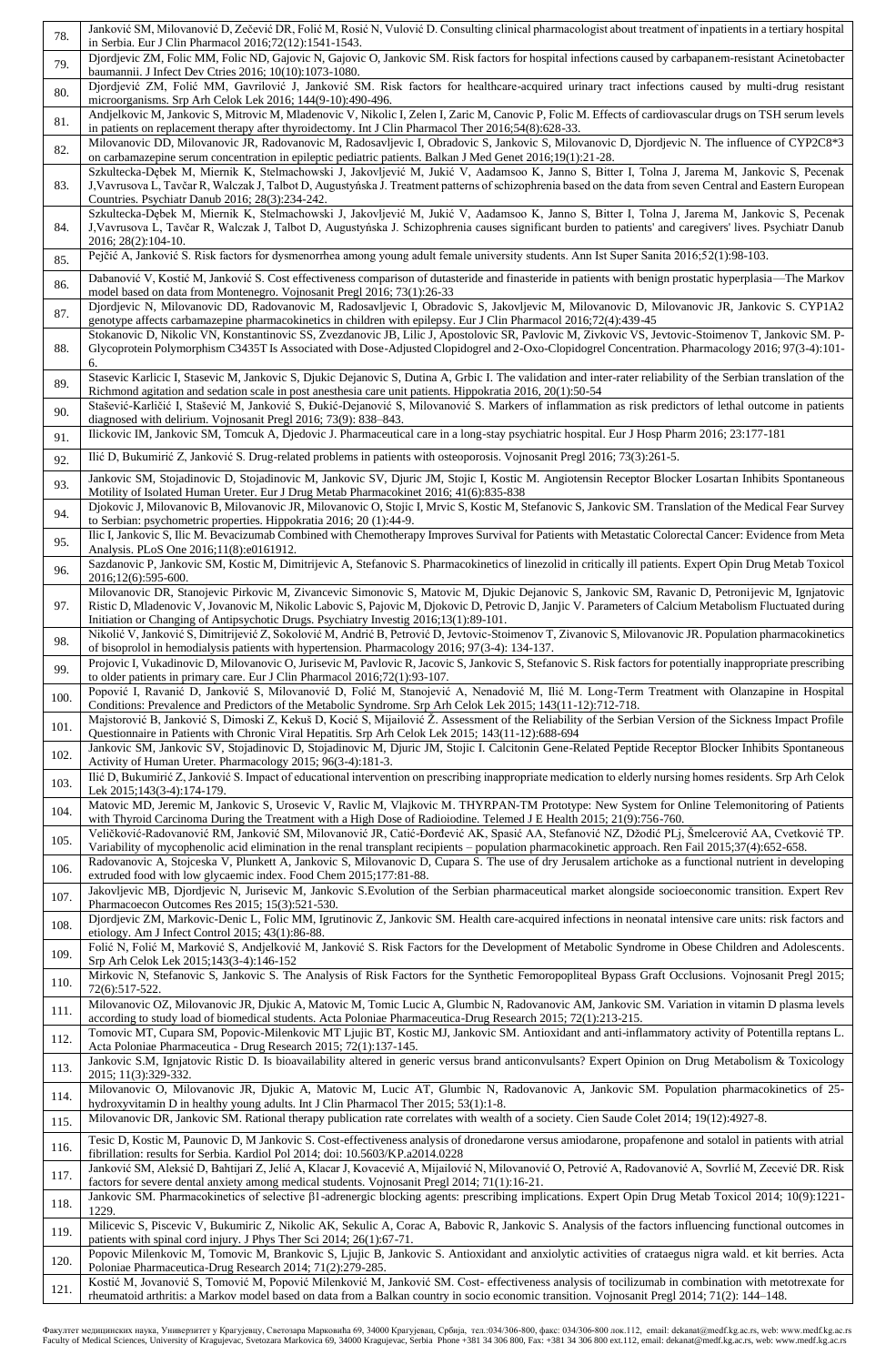| | |
|---|---|
| 78. | Janković SM, Milovanović D, Zečević DR, Folić M, Rosić N, Vulović D. Consulting clinical pharmacologist about treatment of inpatients in a tertiary hospital in Serbia. Eur J Clin Pharmacol 2016;72(12):1541-1543. |
| 79. | Djordjevic ZM, Folic MM, Folic ND, Gajovic N, Gajovic O, Jankovic SM. Risk factors for hospital infections caused by carbapanem-resistant Acinetobacter baumannii. J Infect Dev Ctries 2016; 10(10):1073-1080. |
| 80. | Djordjević ZM, Folić MM, Gavrilović J, Janković SM. Risk factors for healthcare-acquired urinary tract infections caused by multi-drug resistant microorganisms. Srp Arh Celok Lek 2016; 144(9-10):490-496. |
| 81. | Andjelkovic M, Jankovic S, Mitrovic M, Mladenovic V, Nikolic I, Zelen I, Zaric M, Canovic P, Folic M. Effects of cardiovascular drugs on TSH serum levels in patients on replacement therapy after thyroidectomy. Int J Clin Pharmacol Ther 2016;54(8):628-33. |
| 82. | Milovanovic DD, Milovanovic JR, Radovanovic M, Radosavljevic I, Obradovic S, Jankovic S, Milovanovic D, Djordjevic N. The influence of CYP2C8*3 on carbamazepine serum concentration in epileptic pediatric patients. Balkan J Med Genet 2016;19(1):21-28. |
| 83. | Szkultecka-Dębek M, Miernik K, Stelmachowski J, Jakovljević M, Jukić V, Aadamsoo K, Janno S, Bitter I, Tolna J, Jarema M, Jankovic S, Pecenak J,Vavrusova L, Tavčar R, Walczak J, Talbot D, Augustyńska J. Treatment patterns of schizophrenia based on the data from seven Central and Eastern European Countries. Psychiatr Danub 2016; 28(3):234-242. |
| 84. | Szkultecka-Dębek M, Miernik K, Stelmachowski J, Jakovljević M, Jukić V, Aadamsoo K, Janno S, Bitter I, Tolna J, Jarema M, Jankovic S, Pecenak J,Vavrusova L, Tavčar R, Walczak J, Talbot D, Augustyńska J. Schizophrenia causes significant burden to patients' and caregivers' lives. Psychiatr Danub 2016; 28(2):104-10. |
| 85. | Pejčić A, Janković S. Risk factors for dysmenorrhea among young adult female university students. Ann Ist Super Sanita 2016;52(1):98-103. |
| 86. | Dabanović V, Kostić M, Janković S. Cost effectiveness comparison of dutasteride and finasteride in patients with benign prostatic hyperplasia—The Markov model based on data from Montenegro. Vojnosanit Pregl 2016; 73(1):26-33 |
| 87. | Djordjevic N, Milovanovic DD, Radovanovic M, Radosavljevic I, Obradovic S, Jakovljevic M, Milovanovic D, Milovanovic JR, Jankovic S. CYP1A2 genotype affects carbamazepine pharmacokinetics in children with epilepsy. Eur J Clin Pharmacol 2016;72(4):439-45 |
| 88. | Stokanovic D, Nikolic VN, Konstantinovic SS, Zvezdanovic JB, Lilic J, Apostolovic SR, Pavlovic M, Zivkovic VS, Jevtovic-Stoimenov T, Jankovic SM. P-Glycoprotein Polymorphism C3435T Is Associated with Dose-Adjusted Clopidogrel and 2-Oxo-Clopidogrel Concentration. Pharmacology 2016; 97(3-4):101-6. |
| 89. | Stasevic Karlicic I, Stasevic M, Jankovic S, Djukic Dejanovic S, Dutina A, Grbic I. The validation and inter-rater reliability of the Serbian translation of the Richmond agitation and sedation scale in post anesthesia care unit patients. Hippokratia 2016, 20(1):50-54 |
| 90. | Stašević-Karličić I, Stašević M, Janković S, Đukić-Dejanović S, Milovanović S. Markers of inflammation as risk predictors of lethal outcome in patients diagnosed with delirium. Vojnosanit Pregl 2016; 73(9): 838–843. |
| 91. | Ilickovic IM, Jankovic SM, Tomcuk A, Djedovic J. Pharmaceutical care in a long-stay psychiatric hospital. Eur J Hosp Pharm 2016; 23:177-181 |
| 92. | Ilić D, Bukumirić Z, Janković S. Drug-related problems in patients with osteoporosis. Vojnosanit Pregl 2016; 73(3):261-5. |
| 93. | Jankovic SM, Stojadinovic D, Stojadinovic M, Jankovic SV, Djuric JM, Stojic I, Kostic M. Angiotensin Receptor Blocker Losartan Inhibits Spontaneous Motility of Isolated Human Ureter. Eur J Drug Metab Pharmacokinet 2016; 41(6):835-838 |
| 94. | Djokovic J, Milovanovic B, Milovanovic JR, Milovanovic O, Stojic I, Mrvic S, Kostic M, Stefanovic S, Jankovic SM. Translation of the Medical Fear Survey to Serbian: psychometric properties. Hippokratia 2016; 20 (1):44-9. |
| 95. | Ilic I, Jankovic S, Ilic M. Bevacizumab Combined with Chemotherapy Improves Survival for Patients with Metastatic Colorectal Cancer: Evidence from Meta Analysis. PLoS One 2016;11(8):e0161912. |
| 96. | Sazdanovic P, Jankovic SM, Kostic M, Dimitrijevic A, Stefanovic S. Pharmacokinetics of linezolid in critically ill patients. Expert Opin Drug Metab Toxicol 2016;12(6):595-600. |
| 97. | Milovanovic DR, Stanojevic Pirkovic M, Zivancevic Simonovic S, Matovic M, Djukic Dejanovic S, Jankovic SM, Ravanic D, Petronijevic M, Ignjatovic Ristic D, Mladenovic V, Jovanovic M, Nikolic Labovic S, Pajovic M, Djokovic D, Petrovic D, Janjic V. Parameters of Calcium Metabolism Fluctuated during Initiation or Changing of Antipsychotic Drugs. Psychiatry Investig 2016;13(1):89-101. |
| 98. | Nikolić V, Janković S, Dimitrijević Z, Soković M, Andrić B, Petrović D, Jevtovic-Stoimenov T, Zivanovic S, Milovanovic JR. Population pharmacokinetics of bisoprolol in hemodialysis patients with hypertension. Pharmacology 2016; 97(3-4): 134-137. |
| 99. | Projovic I, Vukadinovic D, Milovanovic O, Jurisevic M, Pavlovic R, Jacovic S, Jankovic S, Stefanovic S. Risk factors for potentially inappropriate prescribing to older patients in primary care. Eur J Clin Pharmacol 2016;72(1):93-107. |
| 100. | Popović I, Ravanić D, Janković S, Milovanović D, Folić M, Stanojević A, Nenadović M, Ilić M. Long-Term Treatment with Olanzapine in Hospital Conditions: Prevalence and Predictors of the Metabolic Syndrome. Srp Arh Celok Lek 2015; 143(11-12):712-718. |
| 101. | Majstorović B, Janković S, Dimoski Z, Kekuš D, Kocić S, Mijailović Ž. Assessment of the Reliability of the Serbian Version of the Sickness Impact Profile Questionnaire in Patients with Chronic Viral Hepatitis. Srp Arh Celok Lek 2015; 143(11-12):688-694 |
| 102. | Jankovic SM, Jankovic SV, Stojadinovic D, Stojadinovic M, Djuric JM, Stojic I. Calcitonin Gene-Related Peptide Receptor Blocker Inhibits Spontaneous Activity of Human Ureter. Pharmacology 2015; 96(3-4):181-3. |
| 103. | Ilić D, Bukumirić Z, Janković S. Impact of educational intervention on prescribing inappropriate medication to elderly nursing homes residents. Srp Arh Celok Lek 2015;143(3-4):174-179. |
| 104. | Matovic MD, Jeremic M, Jankovic S, Urosevic V, Ravlic M, Vlajkovic M. THYRPAN-TM Prototype: New System for Online Telemonitoring of Patients with Thyroid Carcinoma During the Treatment with a High Dose of Radioiodine. Telemed J E Health 2015; 21(9):756-760. |
| 105. | Veličković-Radovanović RM, Janković SM, Milovanović JR, Catić-Đorđević AK, Spasić AA, Stefanović NZ, Džodić PLj, Šmelcerović AA, Cvetković TP. Variability of mycophenolic acid elimination in the renal transplant recipients – population pharmacokinetic approach. Ren Fail 2015;37(4):652-658. |
| 106. | Radovanovic A, Stojceska V, Plunkett A, Jankovic S, Milovanovic D, Cupara S. The use of dry Jerusalem artichoke as a functional nutrient in developing extruded food with low glycaemic index. Food Chem 2015;177:81-88. |
| 107. | Jakovljevic MB, Djordjevic N, Jurisevic M, Jankovic S.Evolution of the Serbian pharmaceutical market alongside socioeconomic transition. Expert Rev Pharmacoecon Outcomes Res 2015; 15(3):521-530. |
| 108. | Djordjevic ZM, Markovic-Denic L, Folic MM, Igrutinovic Z, Jankovic SM. Health care-acquired infections in neonatal intensive care units: risk factors and etiology. Am J Infect Control 2015; 43(1):86-88. |
| 109. | Folić N, Folić M, Marković S, Andjelković M, Janković S. Risk Factors for the Development of Metabolic Syndrome in Obese Children and Adolescents. Srp Arh Celok Lek 2015;143(3-4):146-152 |
| 110. | Mirkovic N, Stefanovic S, Jankovic S. The Analysis of Risk Factors for the Synthetic Femoropopliteal Bypass Graft Occlusions. Vojnosanit Pregl 2015; 72(6):517-522. |
| 111. | Milovanovic OZ, Milovanovic JR, Djukic A, Matovic M, Tomic Lucic A, Glumbic N, Radovanovic AM, Jankovic SM. Variation in vitamin D plasma levels according to study load of biomedical students. Acta Poloniae Pharmaceutica-Drug Research 2015; 72(1):213-215. |
| 112. | Tomovic MT, Cupara SM, Popovic-Milenkovic MT Ljujic BT, Kostic MJ, Jankovic SM. Antioxidant and anti-inflammatory activity of Potentilla reptans L. Acta Poloniae Pharmaceutica - Drug Research 2015; 72(1):137-145. |
| 113. | Jankovic S.M, Ignjatovic Ristic D. Is bioavailability altered in generic versus brand anticonvulsants? Expert Opinion on Drug Metabolism & Toxicology 2015; 11(3):329-332. |
| 114. | Milovanovic O, Milovanovic JR, Djukic A, Matovic M, Lucic AT, Glumbic N, Radovanovic A, Jankovic SM. Population pharmacokinetics of 25-hydroxyvitamin D in healthy young adults. Int J Clin Pharmacol Ther 2015; 53(1):1-8. |
| 115. | Milovanovic DR, Jankovic SM. Rational therapy publication rate correlates with wealth of a society. Cien Saude Colet 2014; 19(12):4927-8. |
| 116. | Tesic D, Kostic M, Paunovic D, M Jankovic S. Cost-effectiveness analysis of dronedarone versus amiodarone, propafenone and sotalol in patients with atrial fibrillation: results for Serbia. Kardiol Pol 2014; doi: 10.5603/KP.a2014.0228 |
| 117. | Janković SM, Aleksić D, Bahtijari Z, Jelić A, Klacar J, Kovacević A, Mijailović N, Milovanović O, Petrović A, Radovanović A, Sovrlić M, Zecević DR. Risk factors for severe dental anxiety among medical students. Vojnosanit Pregl 2014; 71(1):16-21. |
| 118. | Jankovic SM. Pharmacokinetics of selective β1-adrenergic blocking agents: prescribing implications. Expert Opin Drug Metab Toxicol 2014; 10(9):1221-1229. |
| 119. | Milicevic S, Piscevic V, Bukumiric Z, Nikolic AK, Sekulic A, Corac A, Babovic R, Jankovic S. Analysis of the factors influencing functional outcomes in patients with spinal cord injury. J Phys Ther Sci 2014; 26(1):67-71. |
| 120. | Popovic Milenkovic M, Tomovic M, Brankovic S, Ljujic B, Jankovic S. Antioxidant and anxiolytic activities of crataegus nigra wald. et kit berries. Acta Poloniae Pharmaceutica-Drug Research 2014; 71(2):279-285. |
| 121. | Kostić M, Jovanović S, Tomović M, Popović Milenković M, Janković SM. Cost- effectiveness analysis of tocilizumab in combination with metotrexate for rheumatoid arthritis: a Markov model based on data from a Balkan country in socio economic transition. Vojnosanit Pregl 2014; 71(2): 144–148. |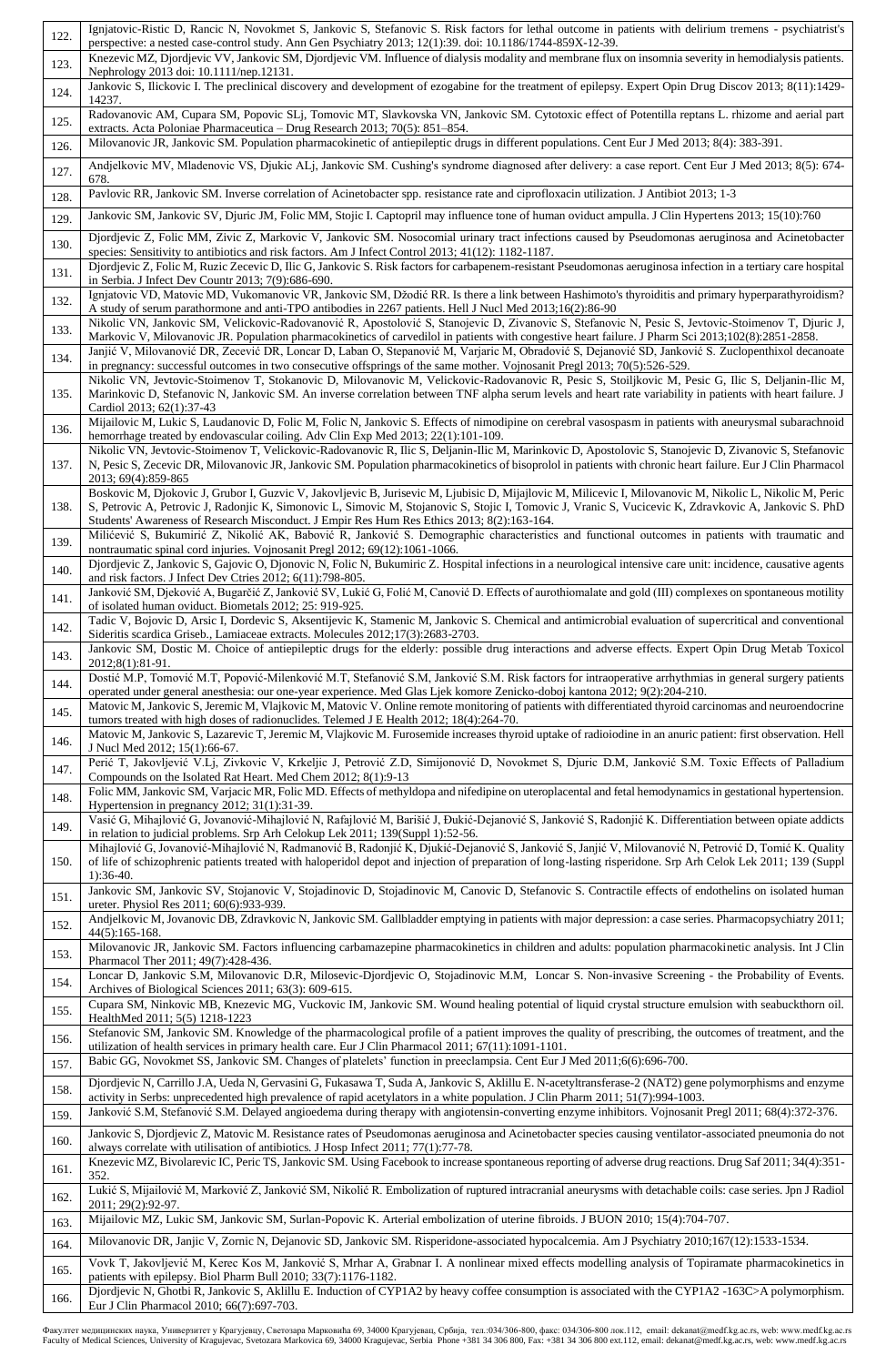| | |
|---|---|
| 122. | Ignjatovic-Ristic D, Rancic N, Novokmet S, Jankovic S, Stefanovic S. Risk factors for lethal outcome in patients with delirium tremens - psychiatrist's perspective: a nested case-control study. Ann Gen Psychiatry 2013; 12(1):39. doi: 10.1186/1744-859X-12-39. |
| 123. | Knezevic MZ, Djordjevic VV, Jankovic SM, Djordjevic VM. Influence of dialysis modality and membrane flux on insomnia severity in hemodialysis patients. Nephrology 2013 doi: 10.1111/nep.12131. |
| 124. | Jankovic S, Ilickovic I. The preclinical discovery and development of ezogabine for the treatment of epilepsy. Expert Opin Drug Discov 2013; 8(11):1429-14237. |
| 125. | Radovanovic AM, Cupara SM, Popovic SLj, Tomovic MT, Slavkovska VN, Jankovic SM. Cytotoxic effect of Potentilla reptans L. rhizome and aerial part extracts. Acta Poloniae Pharmaceutica – Drug Research 2013; 70(5): 851–854. |
| 126. | Milovanovic JR, Jankovic SM. Population pharmacokinetic of antiepileptic drugs in different populations. Cent Eur J Med 2013; 8(4): 383-391. |
| 127. | Andjelkovic MV, Mladenovic VS, Djukic ALj, Jankovic SM. Cushing's syndrome diagnosed after delivery: a case report. Cent Eur J Med 2013; 8(5): 674-678. |
| 128. | Pavlovic RR, Jankovic SM. Inverse correlation of Acinetobacter spp. resistance rate and ciprofloxacin utilization. J Antibiot 2013; 1-3 |
| 129. | Jankovic SM, Jankovic SV, Djuric JM, Folic MM, Stojic I. Captopril may influence tone of human oviduct ampulla. J Clin Hypertens 2013; 15(10):760 |
| 130. | Djordjevic Z, Folic MM, Zivic Z, Markovic V, Jankovic SM. Nosocomial urinary tract infections caused by Pseudomonas aeruginosa and Acinetobacter species: Sensitivity to antibiotics and risk factors. Am J Infect Control 2013; 41(12): 1182-1187. |
| 131. | Djordjevic Z, Folic M, Ruzic Zecevic D, Ilic G, Jankovic S. Risk factors for carbapenem-resistant Pseudomonas aeruginosa infection in a tertiary care hospital in Serbia. J Infect Dev Countr 2013; 7(9):686-690. |
| 132. | Ignjatovic VD, Matovic MD, Vukomanovic VR, Jankovic SM, Džodić RR. Is there a link between Hashimoto's thyroiditis and primary hyperparathyroidism? A study of serum parathormone and anti-TPO antibodies in 2267 patients. Hell J Nucl Med 2013;16(2):86-90 |
| 133. | Nikolic VN, Jankovic SM, Velickovic-Radovanović R, Apostolović S, Stanojevic D, Zivanovic S, Stefanovic N, Pesic S, Jevtovic-Stoimenov T, Djuric J, Markovic V, Milovanovic JR. Population pharmacokinetics of carvedilol in patients with congestive heart failure. J Pharm Sci 2013;102(8):2851-2858. |
| 134. | Janjić V, Milovanović DR, Zecević DR, Loncar D, Laban O, Stepanović M, Varjaric M, Obradović S, Dejanović SD, Janković S. Zuclopenthixol decanoate in pregnancy: successful outcomes in two consecutive offsprings of the same mother. Vojnosanit Pregl 2013; 70(5):526-529. |
| 135. | Nikolic VN, Jevtovic-Stoimenov T, Stokanovic D, Milovanovic M, Velickovic-Radovanovic R, Pesic S, Stoiljkovic M, Pesic G, Ilic S, Deljanin-Ilic M, Marinkovic D, Stefanovic N, Jankovic SM. An inverse correlation between TNF alpha serum levels and heart rate variability in patients with heart failure. J Cardiol 2013; 62(1):37-43 |
| 136. | Mijailovic M, Lukic S, Laudanovic D, Folic M, Folic N, Jankovic S. Effects of nimodipine on cerebral vasospasm in patients with aneurysmal subarachnoid hemorrhage treated by endovascular coiling. Adv Clin Exp Med 2013; 22(1):101-109. |
| 137. | Nikolic VN, Jevtovic-Stoimenov T, Velickovic-Radovanovic R, Ilic S, Deljanin-Ilic M, Marinkovic D, Apostolovic S, Stanojevic D, Zivanovic S, Stefanovic N, Pesic S, Zecevic DR, Milovanovic JR, Jankovic SM. Population pharmacokinetics of bisoprolol in patients with chronic heart failure. Eur J Clin Pharmacol 2013; 69(4):859-865 |
| 138. | Boskovic M, Djokovic J, Grubor I, Guzvic V, Jakovljevic B, Jurisevic M, Ljubisic D, Mijajlovic M, Milicevic I, Milovanovic M, Nikolic L, Nikolic M, Peric S, Petrovic A, Petrovic J, Radonjic K, Simonovic L, Simovic M, Stojanovic S, Stojic I, Tomovic J, Vranic S, Vucicevic K, Zdravkovic A, Jankovic S. PhD Students' Awareness of Research Misconduct. J Empir Res Hum Res Ethics 2013; 8(2):163-164. |
| 139. | Milićević S, Bukumirić Z, Nikolić AK, Babović R, Janković S. Demographic characteristics and functional outcomes in patients with traumatic and nontraumatic spinal cord injuries. Vojnosanit Pregl 2012; 69(12):1061-1066. |
| 140. | Djordjevic Z, Jankovic S, Gajovic O, Djonovic N, Folic N, Bukumiric Z. Hospital infections in a neurological intensive care unit: incidence, causative agents and risk factors. J Infect Dev Ctries 2012; 6(11):798-805. |
| 141. | Janković SM, Djeković A, Bugarčić Z, Janković SV, Lukić G, Folić M, Čanović D. Effects of aurothiomalate and gold (III) complexes on spontaneous motility of isolated human oviduct. Biometals 2012; 25: 919-925. |
| 142. | Tadic V, Bojovic D, Arsic I, Dordevic S, Aksentijevic K, Stamenic M, Jankovic S. Chemical and antimicrobial evaluation of supercritical and conventional Sideritis scardica Griseb., Lamiaceae extracts. Molecules 2012;17(3):2683-2703. |
| 143. | Jankovic SM, Dostic M. Choice of antiepileptic drugs for the elderly: possible drug interactions and adverse effects. Expert Opin Drug Metab Toxicol 2012;8(1):81-91. |
| 144. | Dostić M.P, Tomović M.T, Popović-Milenković M.T, Stefanović S.M, Janković S.M. Risk factors for intraoperative arrhytmias in general surgery patients operated under general anesthesia: our one-year experience. Med Glas Ljek komore Zenicko-doboj kantona 2012; 9(2):204-210. |
| 145. | Matovic M, Jankovic S, Jeremic M, Vlajkovic M, Matovic V. Online remote monitoring of patients with differentiated thyroid carcinomas and neuroendocrine tumors treated with high doses of radionuclides. Telemed J E Health 2012; 18(4):264-70. |
| 146. | Matovic M, Jankovic S, Lazarevic T, Jeremic M, Vlajkovic M. Furosemide increases thyroid uptake of radioiodine in an anuric patient: first observation. Hell J Nucl Med 2012; 15(1):66-67. |
| 147. | Perić T, Jakovljević V.Lj, Zivkovic V, Krkeljic J, Petrović Z.D, Simijonović D, Novokmet S, Djuric D.M, Janković S.M. Toxic Effects of Palladium Compounds on the Isolated Rat Heart. Med Chem 2012; 8(1):9-13 |
| 148. | Folic MM, Jankovic SM, Varjacic MR, Folic MD. Effects of methyldopa and nifedipine on uteroplacental and fetal hemodynamics in gestational hypertension. Hypertension in pregnancy 2012; 31(1):31-39. |
| 149. | Vasić G, Mihajlović G, Jovanović-Mihajlović N, Rafajlović M, Barišić J, Đukić-Dejanović S, Janković S, Radonjić K. Differentiation between opiate addicts in relation to judicial problems. Srp Arh Celokup Lek 2011; 139(Suppl 1):52-56. |
| 150. | Mihajlović G, Jovanović-Mihajlović N, Radmanović B, Radonjić K, Djukić-Dejanović S, Janković S, Janjić V, Milovanović N, Petrović D, Tomić K. Quality of life of schizophrenic patients treated with haloperidol depot and injection of preparation of long-lasting risperidone. Srp Arh Celok Lek 2011; 139 (Suppl 1):36-40. |
| 151. | Jankovic SM, Jankovic SV, Stojanovic V, Stojadinovic D, Stojadinovic M, Canovic D, Stefanovic S. Contractile effects of endothelins on isolated human ureter. Physiol Res 2011; 60(6):933-939. |
| 152. | Andjelkovic M, Jovanovic DB, Zdravkovic N, Jankovic SM. Gallbladder emptying in patients with major depression: a case series. Pharmacopsychiatry 2011; 44(5):165-168. |
| 153. | Milovanovic JR, Jankovic SM. Factors influencing carbamazepine pharmacokinetics in children and adults: population pharmacokinetic analysis. Int J Clin Pharmacol Ther 2011; 49(7):428-436. |
| 154. | Loncar D, Jankovic S.M, Milovanovic D.R, Milosevic-Djordjevic O, Stojadinovic M.M, Loncar S. Non-invasive Screening - the Probability of Events. Archives of Biological Sciences 2011; 63(3): 609-615. |
| 155. | Cupara SM, Ninkovic MB, Knezevic MG, Vuckovic IM, Jankovic SM. Wound healing potential of liquid crystal structure emulsion with seabuckthorn oil. HealthMed 2011; 5(5) 1218-1223 |
| 156. | Stefanovic SM, Jankovic SM. Knowledge of the pharmacological profile of a patient improves the quality of prescribing, the outcomes of treatment, and the utilization of health services in primary health care. Eur J Clin Pharmacol 2011; 67(11):1091-1101. |
| 157. | Babic GG, Novokmet SS, Jankovic SM. Changes of platelets' function in preeclampsia. Cent Eur J Med 2011;6(6):696-700. |
| 158. | Djordjevic N, Carrillo J.A, Ueda N, Gervasini G, Fukasawa T, Suda A, Jankovic S, Aklillu E. N-acetyltransferase-2 (NAT2) gene polymorphisms and enzyme activity in Serbs: unprecedented high prevalence of rapid acetylators in a white population. J Clin Pharm 2011; 51(7):994-1003. |
| 159. | Janković S.M, Stefanović S.M. Delayed angioedema during therapy with angiotensin-converting enzyme inhibitors. Vojnosanit Pregl 2011; 68(4):372-376. |
| 160. | Jankovic S, Djordjevic Z, Matovic M. Resistance rates of Pseudomonas aeruginosa and Acinetobacter species causing ventilator-associated pneumonia do not always correlate with utilisation of antibiotics. J Hosp Infect 2011; 77(1):77-78. |
| 161. | Knezevic MZ, Bivolarevic IC, Peric TS, Jankovic SM. Using Facebook to increase spontaneous reporting of adverse drug reactions. Drug Saf 2011; 34(4):351-352. |
| 162. | Lukić S, Mijailović M, Marković Z, Janković SM, Nikolić R. Embolization of ruptured intracranial aneurysms with detachable coils: case series. Jpn J Radiol 2011; 29(2):92-97. |
| 163. | Mijailovic MZ, Lukic SM, Jankovic SM, Surlan-Popovic K. Arterial embolization of uterine fibroids. J BUON 2010; 15(4):704-707. |
| 164. | Milovanovic DR, Janjic V, Zornic N, Dejanovic SD, Jankovic SM. Risperidone-associated hypocalcemia. Am J Psychiatry 2010;167(12):1533-1534. |
| 165. | Vovk T, Jakovljević M, Kerec Kos M, Janković S, Mrhar A, Grabnar I. A nonlinear mixed effects modelling analysis of Topiramate pharmacokinetics in patients with epilepsy. Biol Pharm Bull 2010; 33(7):1176-1182. |
| 166. | Djordjevic N, Ghotbi R, Jankovic S, Aklillu E. Induction of CYP1A2 by heavy coffee consumption is associated with the CYP1A2 -163C>A polymorphism. Eur J Clin Pharmacol 2010; 66(7):697-703. |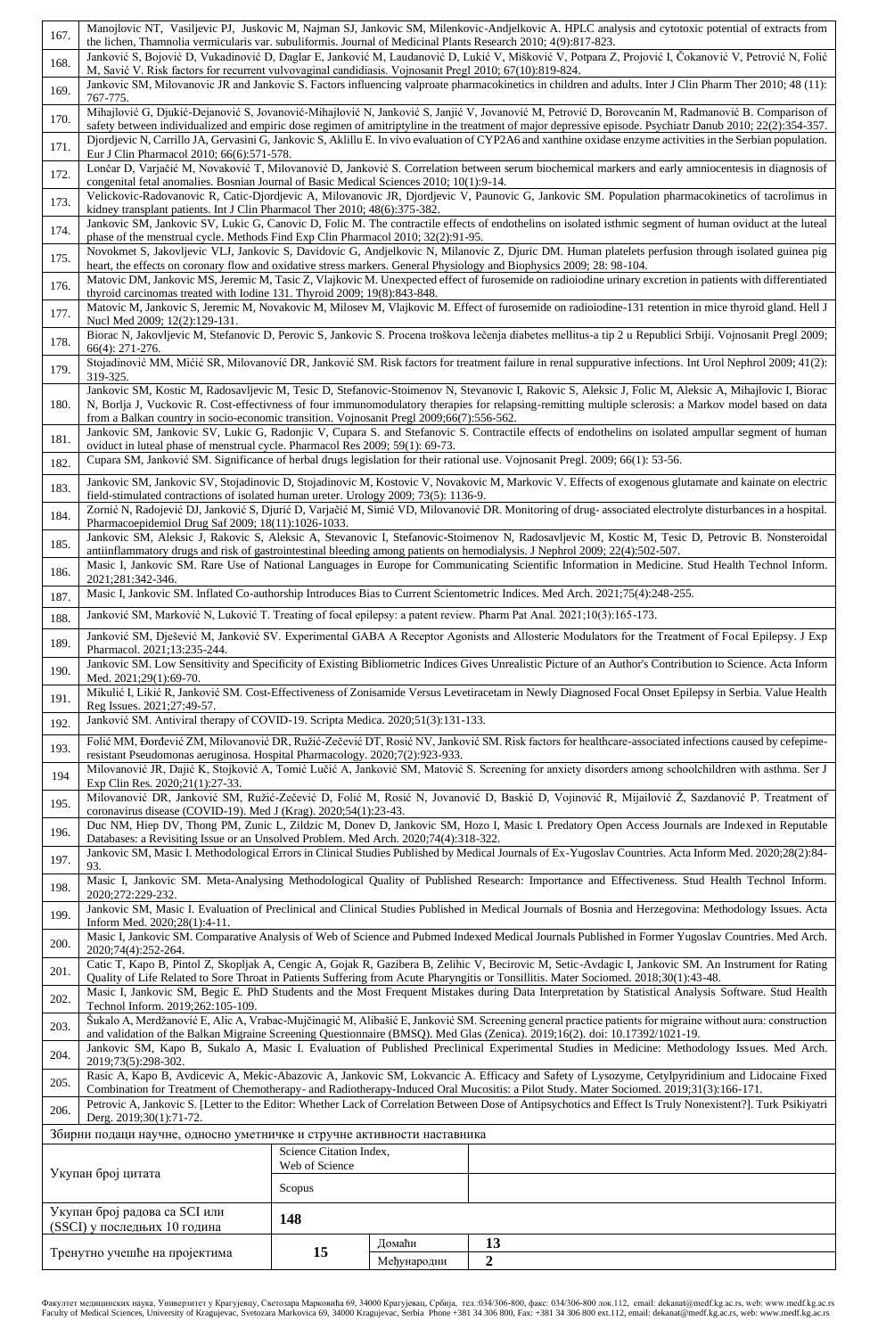| | |
|---|---|
| 167. | Manojlovic NT, Vasiljevic PJ, Juskovic M, Najman SJ, Jankovic SM, Milenkovic-Andjelkovic A. HPLC analysis and cytotoxic potential of extracts from the lichen, Thamnolia vermicularis var. subuliformis. Journal of Medicinal Plants Research 2010; 4(9):817-823. |
| 168. | Janković S, Bojović D, Vukadinović D, Daglar E, Janković M, Laudanović D, Lukić V, Mišković V, Potpara Z, Projović I, Čoković V, Petrović N, Folić M, Savić V. Risk factors for recurrent vulvovaginal candidiasis. Vojnosanit Pregl 2010; 67(10):819-824. |
| 169. | Jankovic SM, Milovanovic JR and Jankovic S. Factors influencing valproate pharmacokinetics in children and adults. Inter J Clin Pharm Ther 2010; 48 (11): 767-775. |
| 170. | Mihajlović G, Djukić-Dejanović S, Jovanović-Mihajlović N, Janković S, Janjić V, Jovanović M, Petrović D, Borovcanin M, Radmanović B. Comparison of safety between individualized and empiric dose regimen of amitriptyline in the treatment of major depressive episode. Psychiatr Danub 2010; 22(2):354-357. |
| 171. | Djordjevic N, Carrillo JA, Gervasini G, Jankovic S, Aklillu E. In vivo evaluation of CYP2A6 and xanthine oxidase enzyme activities in the Serbian population. Eur J Clin Pharmacol 2010; 66(6):571-578. |
| 172. | Lončar D, Varjačić M, Novaković T, Milovanović D, Janković S. Correlation between serum biochemical markers and early amniocentesis in diagnosis of congenital fetal anomalies. Bosnian Journal of Basic Medical Sciences 2010; 10(1):9-14. |
| 173. | Velickovic-Radovanovic R, Catic-Djordjevic A, Milovanovic JR, Djordjevic V, Paunovic G, Jankovic SM. Population pharmacokinetics of tacrolimus in kidney transplant patients. Int J Clin Pharmacol Ther 2010; 48(6):375-382. |
| 174. | Jankovic SM, Jankovic SV, Lukic G, Canovic D, Folic M. The contractile effects of endothelins on isolated isthmic segment of human oviduct at the luteal phase of the menstrual cycle. Methods Find Exp Clin Pharmacol 2010; 32(2):91-95. |
| 175. | Novokmet S, Jakovljevic VLJ, Jankovic S, Davidovic G, Andjelkovic N, Milanovic Z, Djuric DM. Human platelets perfusion through isolated guinea pig heart, the effects on coronary flow and oxidative stress markers. General Physiology and Biophysics 2009; 28: 98-104. |
| 176. | Matovic DM, Jankovic MS, Jeremic M, Tasic Z, Vlajkovic M. Unexpected effect of furosemide on radioiodine urinary excretion in patients with differentiated thyroid carcinomas treated with Iodine 131. Thyroid 2009; 19(8):843-848. |
| 177. | Matovic M, Jankovic S, Jeremic M, Novakovic M, Milosev M, Vlajkovic M. Effect of furosemide on radioiodine-131 retention in mice thyroid gland. Hell J Nucl Med 2009; 12(2):129-131. |
| 178. | Biorac N, Jakovljevic M, Stefanovic D, Perovic S, Jankovic S. Procena troškova lečenja diabetes mellitus-a tip 2 u Republici Srbiji. Vojnosanit Pregl 2009; 66(4): 271-276. |
| 179. | Stojadinović MM, Mićić SR, Milovanović DR, Janković SM. Risk factors for treatment failure in renal suppurative infections. Int Urol Nephrol 2009; 41(2): 319-325. |
| 180. | Jankovic SM, Kostic M, Radosavljevic M, Tesic D, Stefanovic-Stoimenov N, Stevanovic I, Rakovic S, Aleksic J, Folic M, Aleksic A, Mihajlovic I, Biorac N, Borlja J, Vuckovic R. Cost-effectivness of four immunomodulatory therapies for relapsing-remitting multiple sclerosis: a Markov model based on data from a Balkan country in socio-economic transition. Vojnosanit Pregl 2009;66(7):556-562. |
| 181. | Jankovic SM, Jankovic SV, Lukic G, Radonjic V, Cupara S. and Stefanovic S. Contractile effects of endothelins on isolated ampullar segment of human oviduct in luteal phase of menstrual cycle. Pharmacol Res 2009; 59(1): 69-73. |
| 182. | Cupara SM, Janković SM. Significance of herbal drugs legislation for their rational use. Vojnosanit Pregl. 2009; 66(1): 53-56. |
| 183. | Jankovic SM, Jankovic SV, Stojadinovic D, Stojadinovic M, Kostovic V, Novakovic M, Markovic V. Effects of exogenous glutamate and kainate on electric field-stimulated contractions of isolated human ureter. Urology 2009; 73(5): 1136-9. |
| 184. | Zornić N, Radojević DJ, Janković S, Djurić D, Varjačić M, Simić VD, Milovanović DR. Monitoring of drug- associated electrolyte disturbances in a hospital. Pharmacoepidemiol Drug Saf 2009; 18(11):1026-1033. |
| 185. | Jankovic SM, Aleksic J, Rakovic S, Aleksic A, Stevanovic I, Stefanovic-Stoimenov N, Radosavljevic M, Kostic M, Tesic D, Petrovic B. Nonsteroidal antiinflammatory drugs and risk of gastrointestinal bleeding among patients on hemodialysis. J Nephrol 2009; 22(4):502-507. |
| 186. | Masic I, Jankovic SM. Rare Use of National Languages in Europe for Communicating Scientific Information in Medicine. Stud Health Technol Inform. 2021;281:342-346. |
| 187. | Masic I, Jankovic SM. Inflated Co-authorship Introduces Bias to Current Scientometric Indices. Med Arch. 2021;75(4):248-255. |
| 188. | Janković SM, Marković N, Luković T. Treating of focal epilepsy: a patent review. Pharm Pat Anal. 2021;10(3):165-173. |
| 189. | Janković SM, Dješević M, Janković SV. Experimental GABA A Receptor Agonists and Allosteric Modulators for the Treatment of Focal Epilepsy. J Exp Pharmacol. 2021;13:235-244. |
| 190. | Jankovic SM. Low Sensitivity and Specificity of Existing Bibliometric Indices Gives Unrealistic Picture of an Author's Contribution to Science. Acta Inform Med. 2021;29(1):69-70. |
| 191. | Mikulić I, Likić R, Janković SM. Cost-Effectiveness of Zonisamide Versus Levetiracetam in Newly Diagnosed Focal Onset Epilepsy in Serbia. Value Health Reg Issues. 2021;27:49-57. |
| 192. | Janković SM. Antiviral therapy of COVID-19. Scripta Medica. 2020;51(3):131-133. |
| 193. | Folić MM, Đorđević ZM, Milovanović DR, Ružić-Zečević DT, Rosić NV, Janković SM. Risk factors for healthcare-associated infections caused by cefepime-resistant Pseudomonas aeruginosa. Hospital Pharmacology. 2020;7(2):923-933. |
| 194 | Milovanović JR, Dajić K, Stojković A, Tomić Lučić A, Janković SM, Matović S. Screening for anxiety disorders among schoolchildren with asthma. Ser J Exp Clin Res. 2020;21(1):27-33. |
| 195. | Milovanović DR, Janković SM, Ružić-Zečević D, Folić M, Rosić N, Jovanović D, Baskić D, Vojinović R, Mijailović Ž, Sazdanović P. Treatment of coronavirus disease (COVID-19). Med J (Krag). 2020;54(1):23-43. |
| 196. | Duc NM, Hiep DV, Thong PM, Zunic L, Zildzic M, Donev D, Jankovic SM, Hozo I, Masic I. Predatory Open Access Journals are Indexed in Reputable Databases: a Revisiting Issue or an Unsolved Problem. Med Arch. 2020;74(4):318-322. |
| 197. | Jankovic SM, Masic I. Methodological Errors in Clinical Studies Published by Medical Journals of Ex-Yugoslav Countries. Acta Inform Med. 2020;28(2):84-93. |
| 198. | Masic I, Jankovic SM. Meta-Analysing Methodological Quality of Published Research: Importance and Effectiveness. Stud Health Technol Inform. 2020;272:229-232. |
| 199. | Jankovic SM, Masic I. Evaluation of Preclinical and Clinical Studies Published in Medical Journals of Bosnia and Herzegovina: Methodology Issues. Acta Inform Med. 2020;28(1):4-11. |
| 200. | Masic I, Jankovic SM. Comparative Analysis of Web of Science and Pubmed Indexed Medical Journals Published in Former Yugoslav Countries. Med Arch. 2020;74(4):252-264. |
| 201. | Catic T, Kapo B, Pintol Z, Skopljak A, Cengic A, Gojak R, Gazibera B, Zelihic V, Becirovic M, Setic-Avdagic I, Jankovic SM. An Instrument for Rating Quality of Life Related to Sore Throat in Patients Suffering from Acute Pharyngitis or Tonsillitis. Mater Sociomed. 2018;30(1):43-48. |
| 202. | Masic I, Jankovic SM, Begic E. PhD Students and the Most Frequent Mistakes during Data Interpretation by Statistical Analysis Software. Stud Health Technol Inform. 2019;262:105-109. |
| 203. | Šukalo A, Merdžanović E, Alic A, Vrabac-Mujčinagić M, Alibašić E, Janković SM. Screening general practice patients for migraine without aura: construction and validation of the Balkan Migraine Screening Questionnaire (BMSQ). Med Glas (Zenica). 2019;16(2). doi: 10.17392/1021-19. |
| 204. | Jankovic SM, Kapo B, Sukalo A, Masic I. Evaluation of Published Preclinical Experimental Studies in Medicine: Methodology Issues. Med Arch. 2019;73(5):298-302. |
| 205. | Rasic A, Kapo B, Avdicevic A, Mekic-Abazovic A, Jankovic SM, Lokvancic A. Efficacy and Safety of Lysozyme, Cetylpyridinium and Lidocaine Fixed Combination for Treatment of Chemotherapy- and Radiotherapy-Induced Oral Mucositis: a Pilot Study. Mater Sociomed. 2019;31(3):166-171. |
| 206. | Petrovic A, Jankovic S. [Letter to the Editor: Whether Lack of Correlation Between Dose of Antipsychotics and Effect Is Truly Nonexistent?]. Turk Psikiyatri Derg. 2019;30(1):71-72. |

Збирни подаци научне, односно уметничке и стручне активности наставника

| | | | |
|---|---|---|---|
| Укупан број цитата | Science Citation Index, Web of Science | | |
| | Scopus | | |
| Укупан број радова са SCI или (SSCI) у последњих 10 година | **148** | | |
| Тренутно учешће на пројектима | **15** | Домаћи | **13** |
| | | Међународни | **2** |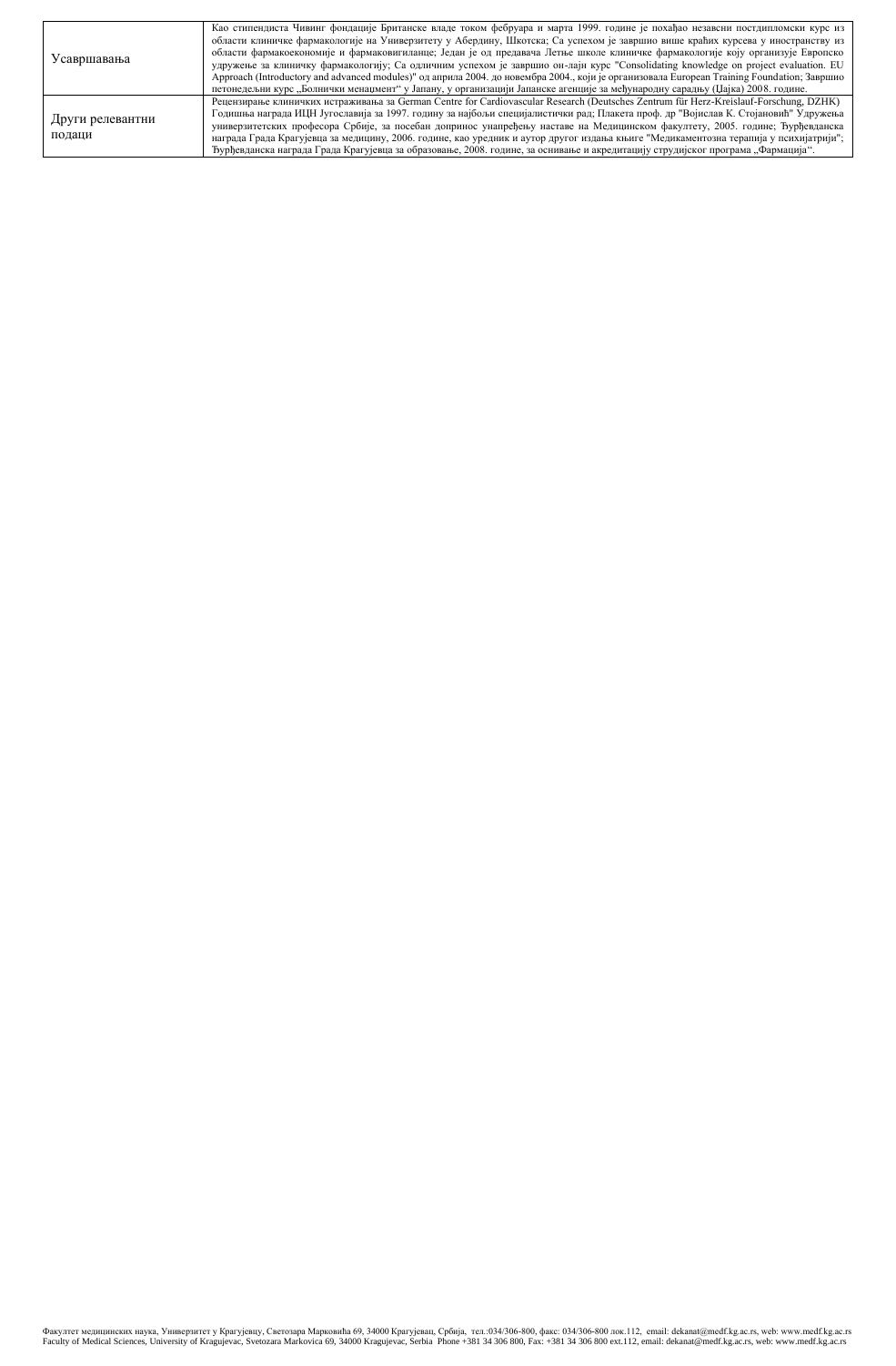| | |
|---|---|
| Усавршавања | Као стипендиста Чивинг фондације Британске владе током фебруара и марта 1999. године је похађао независни постдипломски курс из области клиничке фармакологије на Универзитету у Абердину, Шкотска; Са успехом је завршио више краћих курсева у иностранству из области фармакоекономије и фармаковигиланце; Један је од предавача Летње школе клиничке фармакологије коју организује Европско удружење за клиничку фармакологију; Са одличним успехом је завршио он-лајн курс "Consolidating knowledge on project evaluation. EU Approach (Introductory and advanced modules)" од априла 2004. до новембра 2004., који је организовала European Training Foundation; Завршио петонедељни курс „Болнички менаџмент" у Јапану, у организацији Јапанске агенције за међународну сарадњу (Џајка) 2008. године. |
| Други релевантни подаци | Рецензирање клиничких истраживања за German Centre for Cardiovascular Research (Deutsches Zentrum für Herz-Kreislauf-Forschung, DZHK) Годишња награда ИЦН Југославија за 1997. годину за најбољи специјалистички рад; Плакета проф. др "Војислав К. Стојановић" Удружења универзитетских професора Србије, за посебан допринос унапређењу наставе на Медицинском факултету, 2005. године; Ђурђевданска награда Града Крагујевца за медицину, 2006. године, као уредник и аутор другог издања књиге "Медикаментозна терапија у психијатрији"; Ђурђевданска награда Града Крагујевца за образовање, 2008. године, за оснивање и акредитацију струдијског програма „Фармација". |